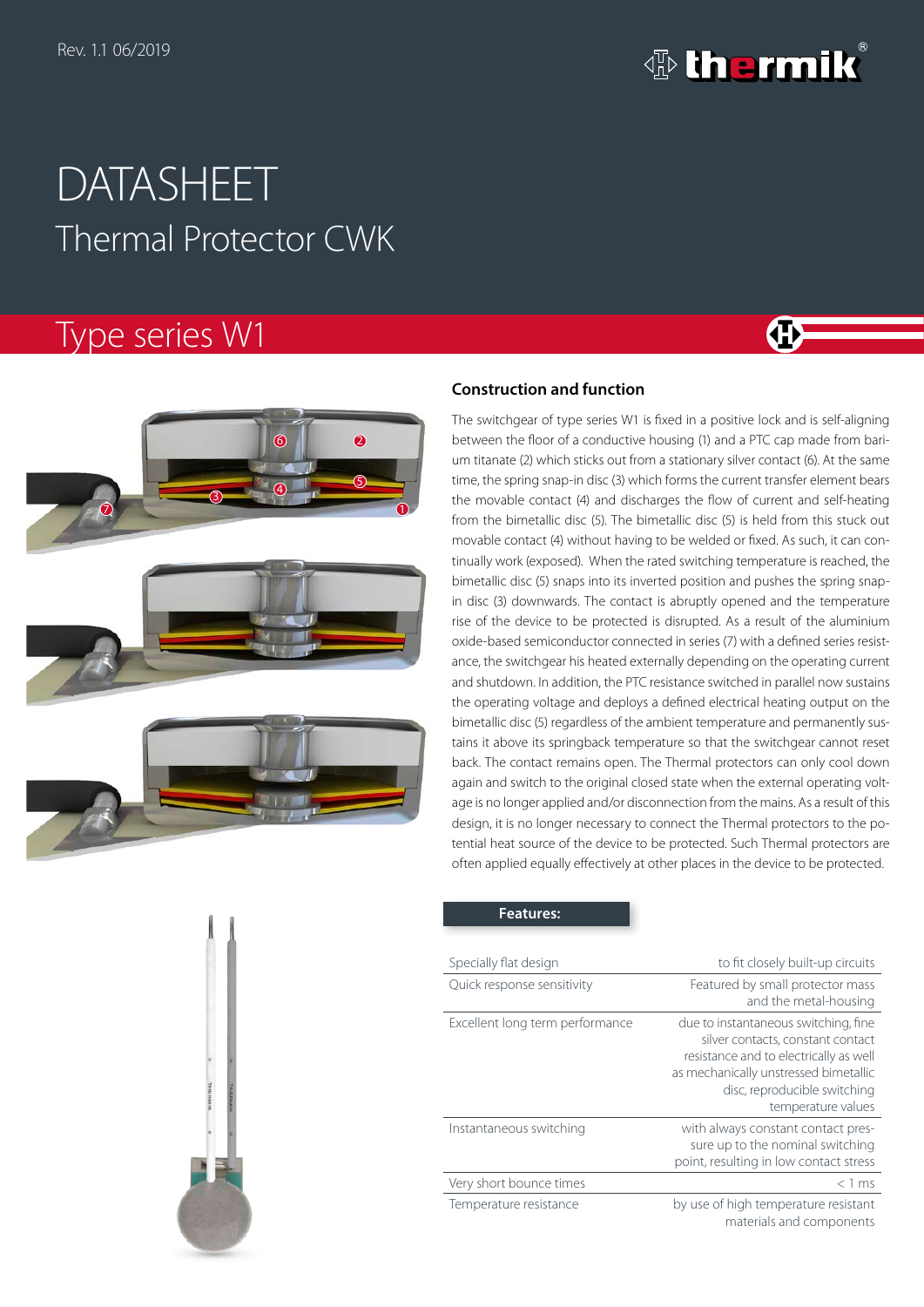Rev. 1.1 06/2019

# DATASHEET

## Thermal Protector CWK

## Type series W1

### Construction and function

The switchgear of type series W1 is fixed in a positive lock and is self-aligning between the floor of a conductive housing (1) and a PTC cap made from barium titanate (2) which sticks out from a stationary silver contact (6). At the same time, the spring snap-in disc (3) which forms the current transfer element bears the movable contact (4) and discharges the flow of current and self-heating from the bimetallic disc (5). The bimetallic disc (5) is held from this stuck out movable contact (4) without having to be welded or fixed. As such, it can continually work (exposed). When the rated switching temperature is reached, the bimetallic disc (5) snaps into its inverted position and pushes the spring snap-in disc (3) downwards. The contact is abruptly opened and the temperature rise of the device to be protected is disrupted. As a result of the aluminium oxide-based semiconductor connected in series (7) with a defined series resistance, the switchgear his heated externally depending on the operating current and shutdown. In addition, the PTC resistance switched in parallel now sustains the operating voltage and deploys a defined electrical heating output on the bimetallic disc (5) regardless of the ambient temperature and permanently sustains it above its springback temperature so that the switchgear cannot reset back. The contact remains open. The Thermal protectors can only cool down again and switch to the original closed state when the external operating voltage is no longer applied and/or disconnection from the mains. As a result of this design, it is no longer necessary to connect the Thermal protectors to the potential heat source of the device to be protected. Such Thermal protectors are often applied equally effectively at other places in the device to be protected.

**Features:**

| | |
|---|---|
| Specially flat design | to fit closely built-up circuits |
| Quick response sensitivity | Featured by small protector mass and the metal-housing |
| Excellent long term performance | due to instantaneous switching, fine silver contacts, constant contact resistance and to electrically as well as mechanically unstressed bimetallic disc, reproducible switching temperature values |
| Instantaneous switching | with always constant contact pressure up to the nominal switching point, resulting in low contact stress |
| Very short bounce times | < 1 ms |
| Temperature resistance | by use of high temperature resistant materials and components |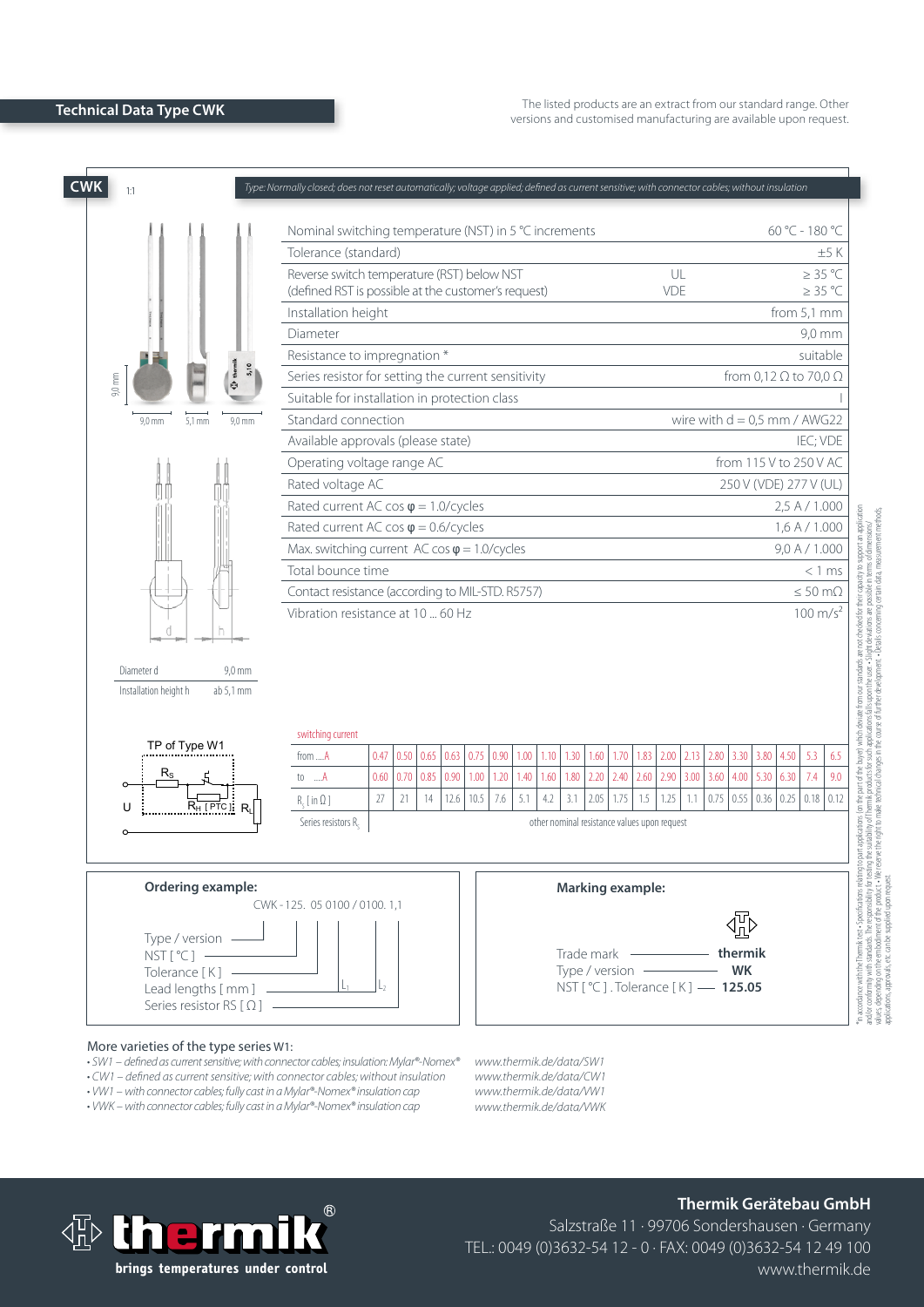## Technical Data Type CWK

The listed products are an extract from our standard range. Other versions and customised manufacturing are available upon request.

**CWK** 1:1

*Type: Normally closed; does not reset automatically; voltage applied; defined as current sensitive; with connector cables; without insulation*

9,0 mm
9,0 mm 5,1 mm 9,0 mm

| | | |
|---|---|---|
| Nominal switching temperature (NST) in 5 °C increments | | 60 °C - 180 °C |
| Tolerance (standard) | | ±5 K |
| Reverse switch temperature (RST) below NST (defined RST is possible at the customer's request) | UL / VDE | ≥ 35 °C / ≥ 35 °C |
| Installation height | | from 5,1 mm |
| Diameter | | 9,0 mm |
| Resistance to impregnation * | | suitable |
| Series resistor for setting the current sensitivity | | from 0,12 Ω to 70,0 Ω |
| Suitable for installation in protection class | | I |
| Standard connection | | wire with d = 0,5 mm / AWG22 |
| Available approvals (please state) | | IEC; VDE |
| Operating voltage range AC | | from 115 V to 250 V AC |
| Rated voltage AC | | 250 V (VDE) 277 V (UL) |
| Rated current AC cos φ = 1.0/cycles | | 2,5 A / 1.000 |
| Rated current AC cos φ = 0.6/cycles | | 1,6 A / 1.000 |
| Max. switching current AC cos φ = 1.0/cycles | | 9,0 A / 1.000 |
| Total bounce time | | < 1 ms |
| Contact resistance (according to MIL-STD. R5757) | | ≤ 50 mΩ |
| Vibration resistance at 10 ... 60 Hz | | 100 m/s² |

d h

| | |
|---|---|
| Diameter d | 9,0 mm |
| Installation height h | ab 5,1 mm |

TP of Type W1

$R_S$ $R_H$ [PTC] $R_L$ U

switching current

| | | | | | | | | | | | | | | | | | | | | | |
|---|---|---|---|---|---|---|---|---|---|---|---|---|---|---|---|---|---|---|---|---|---|
| from ....A | 0.47 | 0.50 | 0.65 | 0.63 | 0.75 | 0.90 | 1.00 | 1.10 | 1.30 | 1.60 | 1.70 | 1.83 | 2.00 | 2.13 | 2.80 | 3.30 | 3.80 | 4.50 | 5.3 | 6.5 |
| to ....A | 0.60 | 0.70 | 0.85 | 0.90 | 1.00 | 1.20 | 1.40 | 1.60 | 1.80 | 2.20 | 2.40 | 2.60 | 2.90 | 3.00 | 3.60 | 4.00 | 5.30 | 6.30 | 7.4 | 9.0 |
| $R_S$ [in Ω] | 27 | 21 | 14 | 12.6 | 10.5 | 7.6 | 5.1 | 4.2 | 3.1 | 2.05 | 1.75 | 1.5 | 1.25 | 1.1 | 0.75 | 0.55 | 0.36 | 0.25 | 0.18 | 0.12 |
| Series resistors $R_S$ | other nominal resistance values upon request | | | | | | | | | | | | | | | | | | | |

**Ordering example:**

CWK - 125. 05 0100 / 0100. 1,1

- Type / version
- NST [ °C ]
- Tolerance [ K ]
- Lead lengths [ mm ] $L_1$ $L_2$
- Series resistor RS [ Ω ]

**Marking example:**

- Trade mark — **thermik**
- Type / version — **WK**
- NST [ °C ] . Tolerance [ K ] — **125.05**

More varieties of the type series W1:

- *SW1 – defined as current sensitive; with connector cables; insulation: Mylar®-Nomex®* — *www.thermik.de/data/SW1*
- *CW1 – defined as current sensitive; with connector cables; without insulation* — *www.thermik.de/data/CW1*
- *VW1 – with connector cables; fully cast in a Mylar®-Nomex® insulation cap* — *www.thermik.de/data/VW1*
- *VWK – with connector cables; fully cast in a Mylar®-Nomex® insulation cap* — *www.thermik.de/data/VWK*

*In accordance with the Thermik test • Specifications relating to part applications (on the part of the buyer) which deviate from our standards are not checked for their capacity to support an application and/or conformity with standards. The responsibility for testing the suitability of Thermik products for such applications falls upon the user • Slight deviations are possible in terms of dimensions/values depending on the embodiment of the product • We reserve the right to make technical changes in the course of further development • Details concerning certain data, measurement methods, applications, approvals, etc. can be supplied upon request.

thermik®
brings temperatures under control

**Thermik Gerätebau GmbH**
Salzstraße 11 · 99706 Sondershausen · Germany
TEL.: 0049 (0)3632-54 12 - 0 · FAX: 0049 (0)3632-54 12 49 100
www.thermik.de